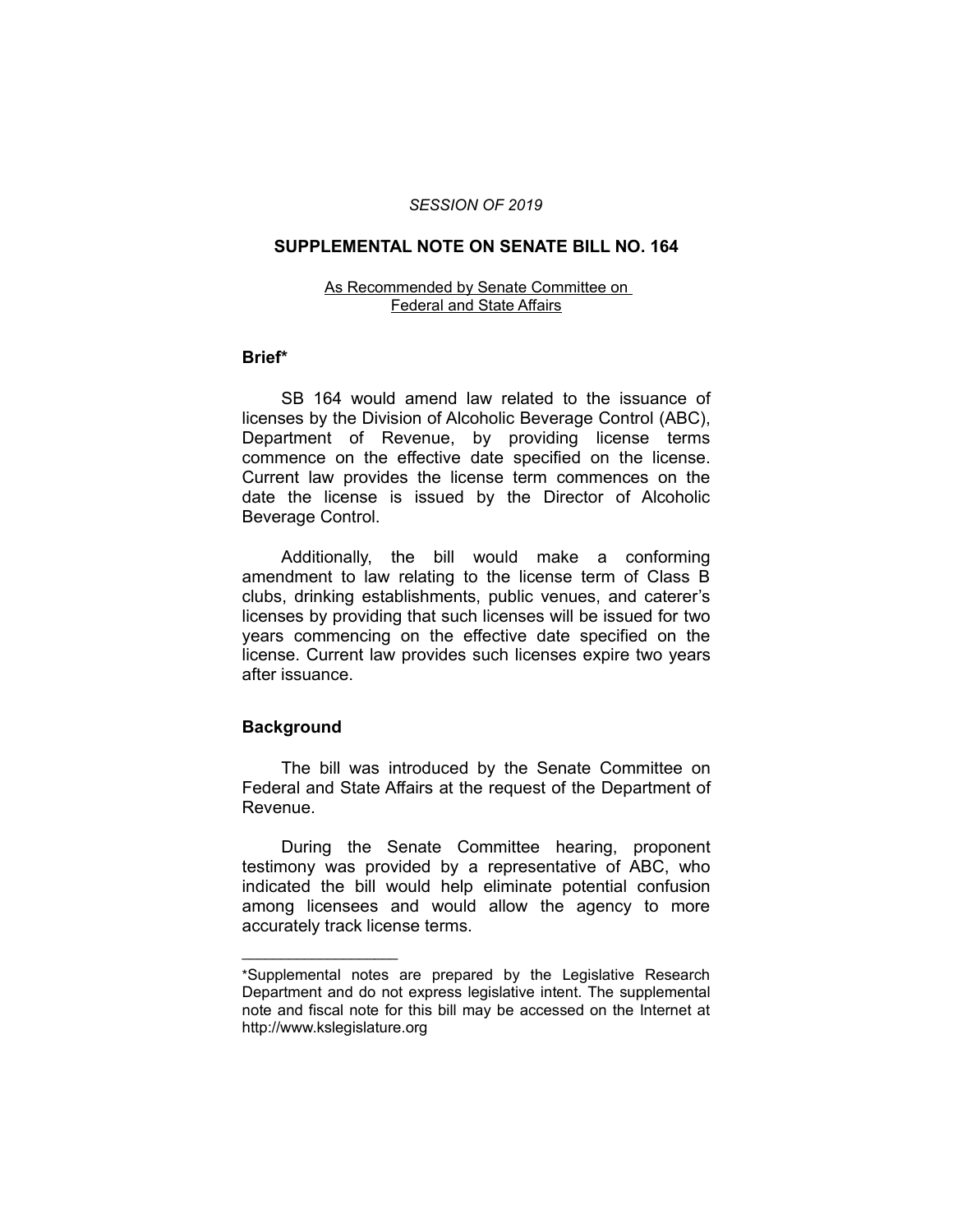*SESSION OF 2019*

# SUPPLEMENTAL NOTE ON SENATE BILL NO. 164

As Recommended by Senate Committee on Federal and State Affairs

## Brief*

SB 164 would amend law related to the issuance of licenses by the Division of Alcoholic Beverage Control (ABC), Department of Revenue, by providing license terms commence on the effective date specified on the license. Current law provides the license term commences on the date the license is issued by the Director of Alcoholic Beverage Control.

Additionally, the bill would make a conforming amendment to law relating to the license term of Class B clubs, drinking establishments, public venues, and caterer's licenses by providing that such licenses will be issued for two years commencing on the effective date specified on the license. Current law provides such licenses expire two years after issuance.

## Background

The bill was introduced by the Senate Committee on Federal and State Affairs at the request of the Department of Revenue.

During the Senate Committee hearing, proponent testimony was provided by a representative of ABC, who indicated the bill would help eliminate potential confusion among licensees and would allow the agency to more accurately track license terms.

---

*Supplemental notes are prepared by the Legislative Research Department and do not express legislative intent. The supplemental note and fiscal note for this bill may be accessed on the Internet at http://www.kslegislature.org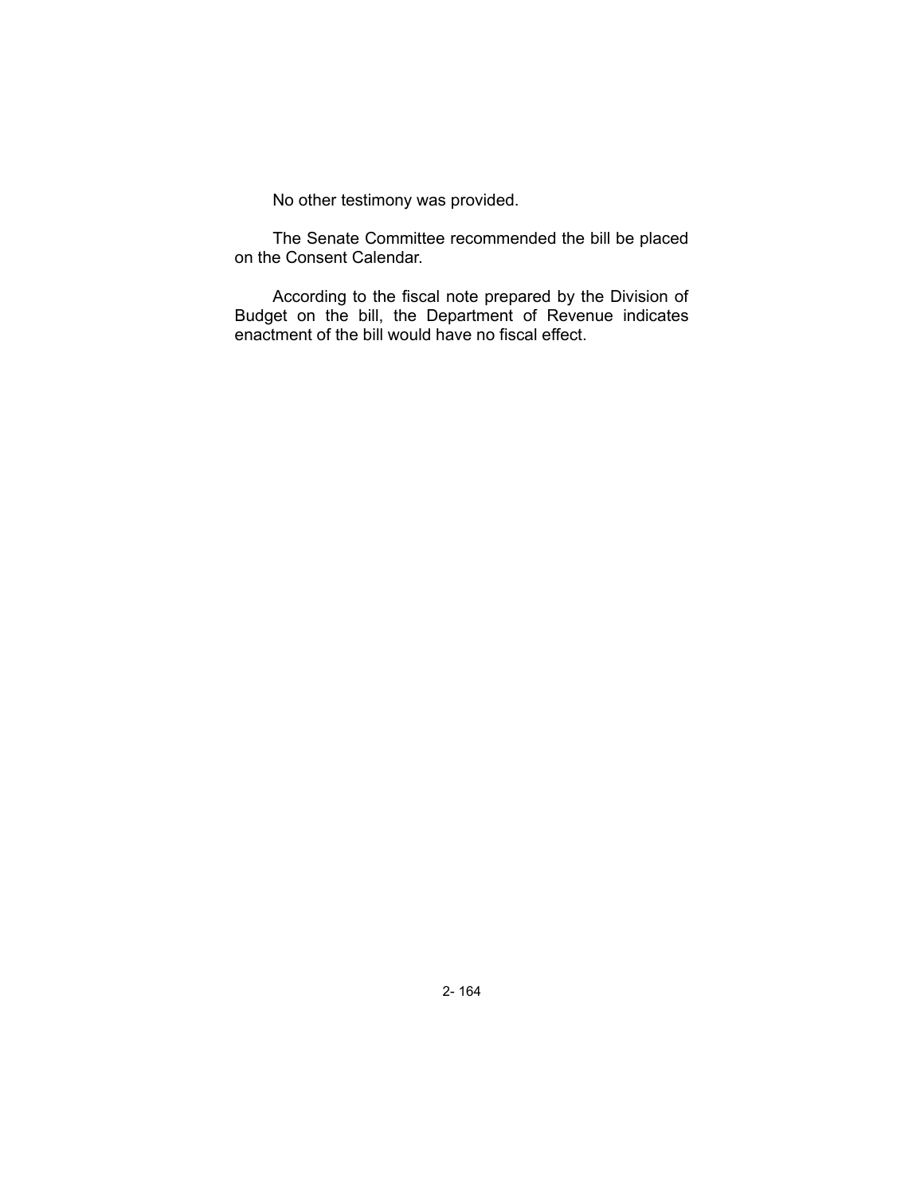No other testimony was provided.

The Senate Committee recommended the bill be placed on the Consent Calendar.

According to the fiscal note prepared by the Division of Budget on the bill, the Department of Revenue indicates enactment of the bill would have no fiscal effect.